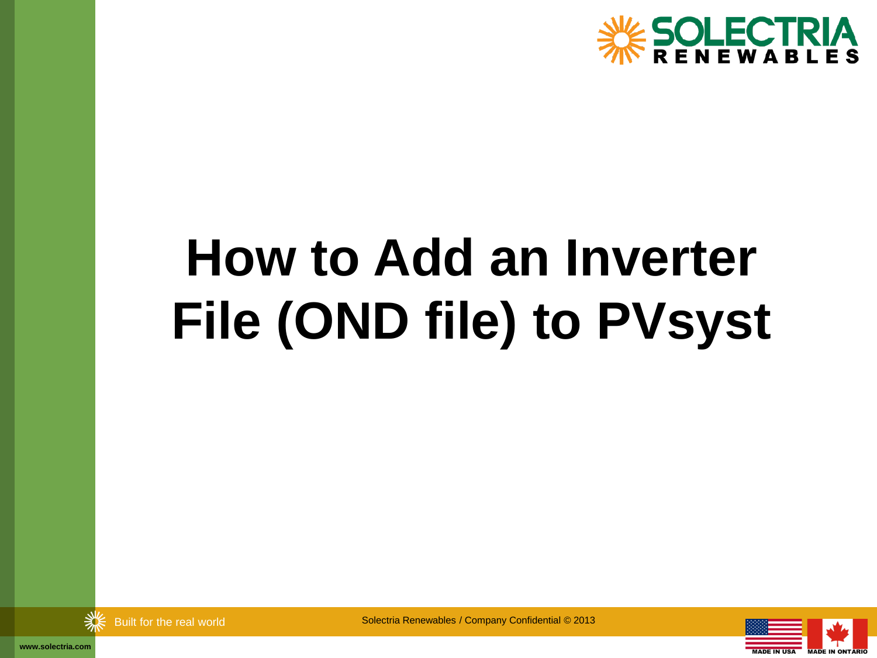# How to Add an Inverter File (OND file) to PVsyst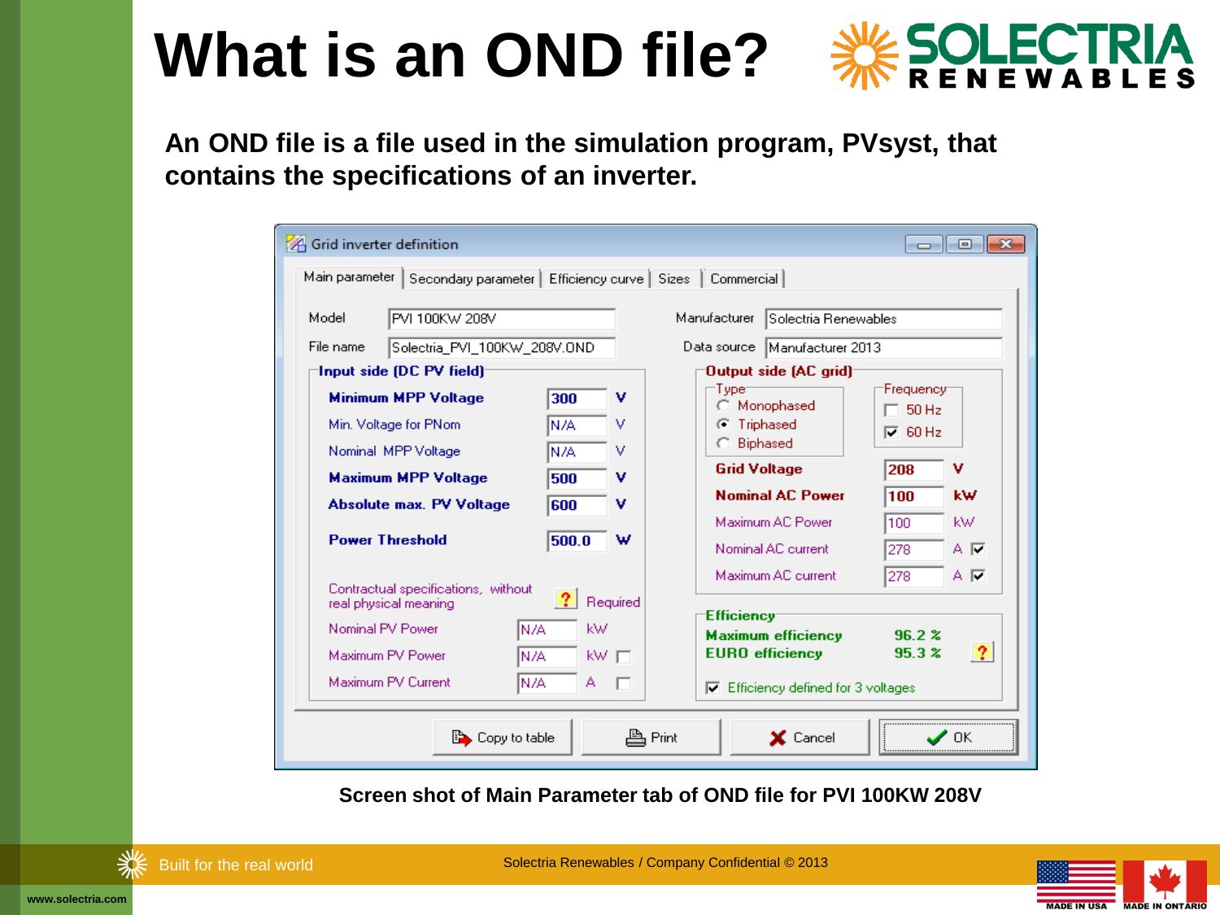# What is an OND file?

**An OND file is a file used in the simulation program, PVsyst, that contains the specifications of an inverter.**

Grid inverter definition

Main parameter | Secondary parameter | Efficiency curve | Sizes | Commercial

Model: PVI 100KW 208V
File name: Solectria_PVI_100KW_208V.OND
Manufacturer: Solectria Renewables
Data source: Manufacturer 2013

**Input side (DC PV field)**

| Parameter | Value | Unit |
| --- | --- | --- |
| **Minimum MPP Voltage** | 300 | V |
| Min. Voltage for PNom | N/A | V |
| Nominal MPP Voltage | N/A | V |
| **Maximum MPP Voltage** | 500 | V |
| **Absolute max. PV Voltage** | 600 | V |
| **Power Threshold** | 500.0 | W |

Contractual specifications, without real physical meaning — Required

| Parameter | Value | Unit |
| --- | --- | --- |
| Nominal PV Power | N/A | kW |
| Maximum PV Power | N/A | kW |
| Maximum PV Current | N/A | A |

**Output side (AC grid)**

Type: Monophased / Triphased (selected) / Biphased

Frequency: 50 Hz / 60 Hz (checked)

| Parameter | Value | Unit |
| --- | --- | --- |
| **Grid Voltage** | 208 | V |
| **Nominal AC Power** | 100 | kW |
| Maximum AC Power | 100 | kW |
| Nominal AC current | 278 | A |
| Maximum AC current | 278 | A |

**Efficiency**

| Parameter | Value |
| --- | --- |
| **Maximum efficiency** | 96.2 % |
| **EURO efficiency** | 95.3 % |

Efficiency defined for 3 voltages (checked)

Copy to table | Print | Cancel | OK

**Screen shot of Main Parameter tab of OND file for PVI 100KW 208V**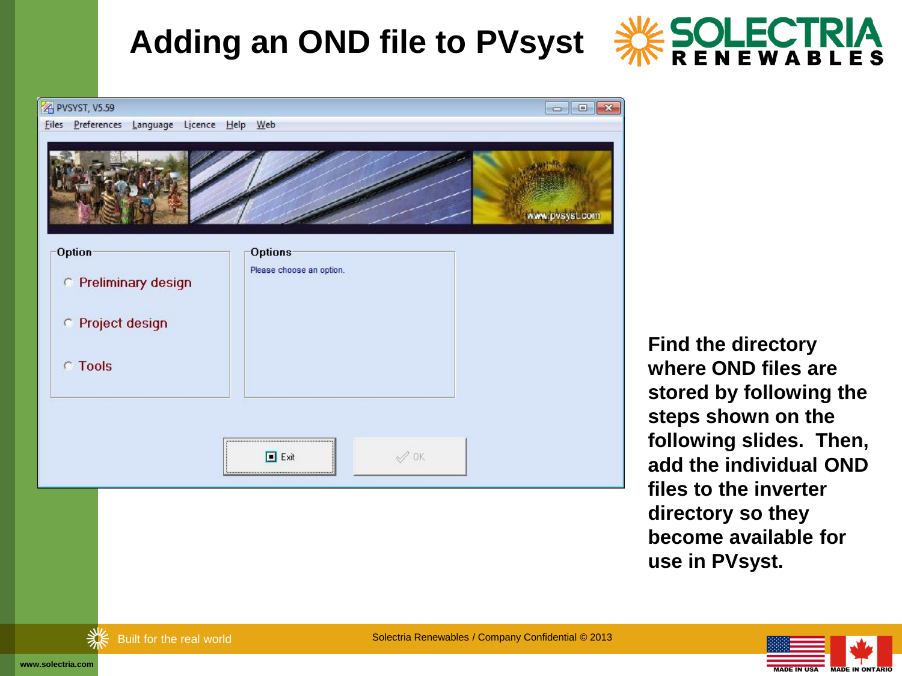# Adding an OND file to PVsyst

PVSYST, V5.59

Files Preferences Language Licence Help Web

Option

- Preliminary design
- Project design
- Tools

Options

Please choose an option.

Exit OK

Find the directory where OND files are stored by following the steps shown on the following slides. Then, add the individual OND files to the inverter directory so they become available for use in PVsyst.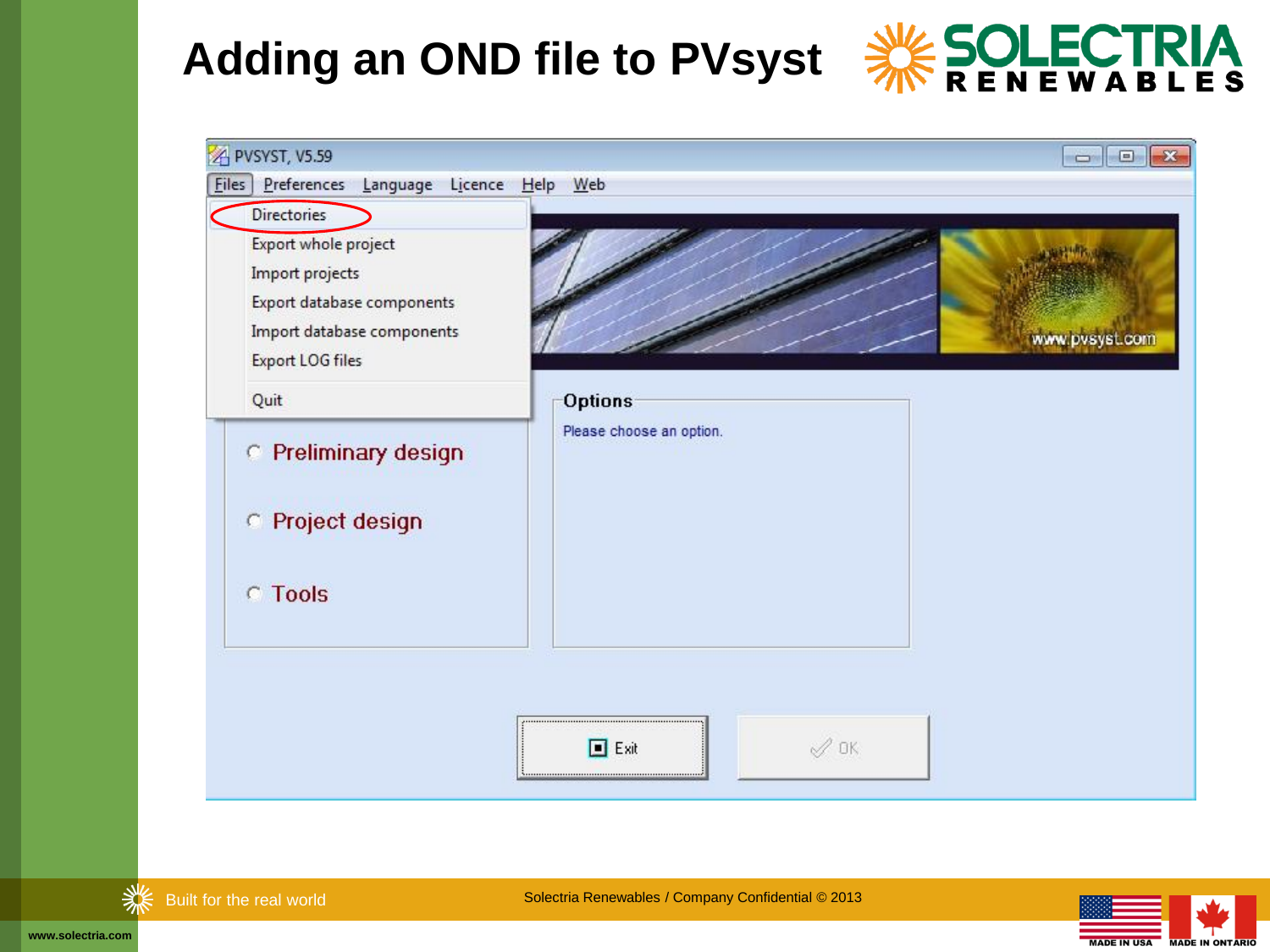# Adding an OND file to PVsyst

PVSYST, V5.59

Files Preferences Language Licence Help Web

- Directories
- Export whole project
- Import projects
- Export database components
- Import database components
- Export LOG files
- Quit

Preliminary design

Project design

Tools

Options

Please choose an option.

Exit OK

www.pvsyst.com

Built for the real world

Solectria Renewables / Company Confidential © 2013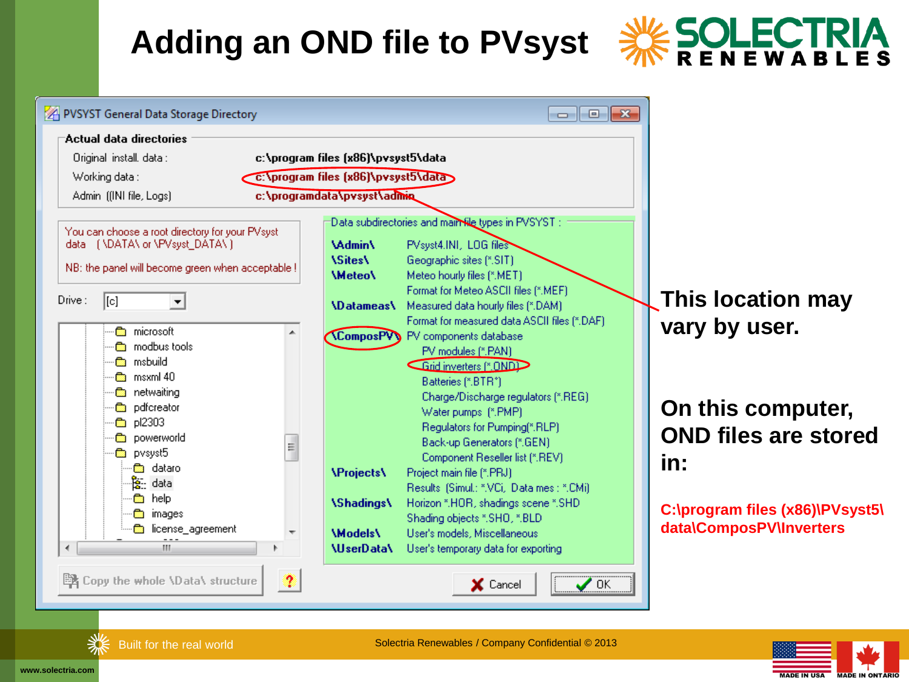# Adding an OND file to PVsyst

PVSYST General Data Storage Directory

**Actual data directories**

| | |
|---|---|
| Original install. data : | **c:\program files (x86)\pvsyst5\data** |
| Working data : | **c:\program files (x86)\pvsyst5\data** |
| Admin ((INI file, Logs) | **c:\programdata\pvsyst\admin** |

You can choose a root directory for your PVsyst data ( \DATA\ or \PVsyst_DATA\ )

NB: the panel will become green when acceptable !

Drive : [c]

- microsoft
- modbus tools
- msbuild
- msxml 40
- netwaiting
- pdfcreator
- pl2303
- powerworld
- pvsyst5
  - dataro
  - data
  - help
  - images
  - license_agreement

Data subdirectories and main file types in PVSYST :

| | |
|---|---|
| **\Admin\** | PVsyst4.INI, LOG files |
| **\Sites\** | Geographic sites (*.SIT) |
| **\Meteo\** | Meteo hourly files (*.MET) |
| | Format for Meteo ASCII files (*.MEF) |
| **\Datameas\** | Measured data hourly files (*.DAM) |
| | Format for measured data ASCII files (*.DAF) |
| **\ComposPV\** | PV components database |
| | PV modules (*.PAN) |
| | Grid inverters (*.OND) |
| | Batteries (*.BTR*) |
| | Charge/Discharge regulators (*.REG) |
| | Water pumps (*.PMP) |
| | Regulators for Pumping(*.RLP) |
| | Back-up Generators (*.GEN) |
| | Component Reseller list (*.REV) |
| **\Projects\** | Project main file (*.PRJ) |
| | Results (Simul.: *.VCi, Data mes : *.CMi) |
| **\Shadings\** | Horizon *.HOR, shadings scene *.SHD |
| | Shading objects *.SHO, *.BLD |
| **\Models\** | User's models, Miscellaneous |
| **\UserData\** | User's temporary data for exporting |

Copy the whole \Data\ structure | ? | Cancel | OK

**This location may vary by user.**

**On this computer, OND files are stored in:**

**C:\program files (x86)\PVsyst5\data\ComposPV\Inverters**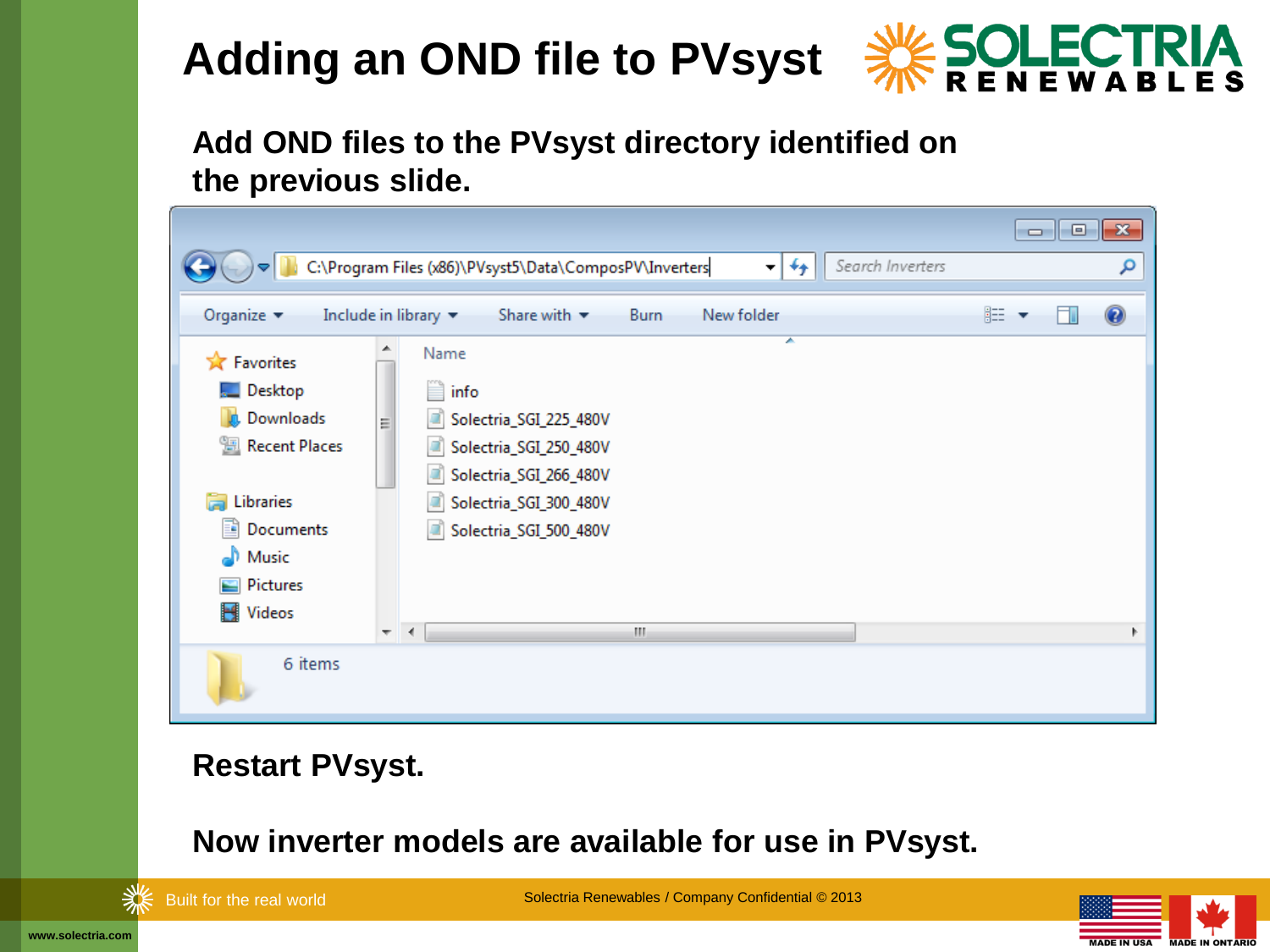# Adding an OND file to PVsyst

**Add OND files to the PVsyst directory identified on the previous slide.**

C:\Program Files (x86)\PVsyst5\Data\ComposPV\Inverters

Name

- info
- Solectria_SGI_225_480V
- Solectria_SGI_250_480V
- Solectria_SGI_266_480V
- Solectria_SGI_300_480V
- Solectria_SGI_500_480V

6 items

**Restart PVsyst.**

**Now inverter models are available for use in PVsyst.**